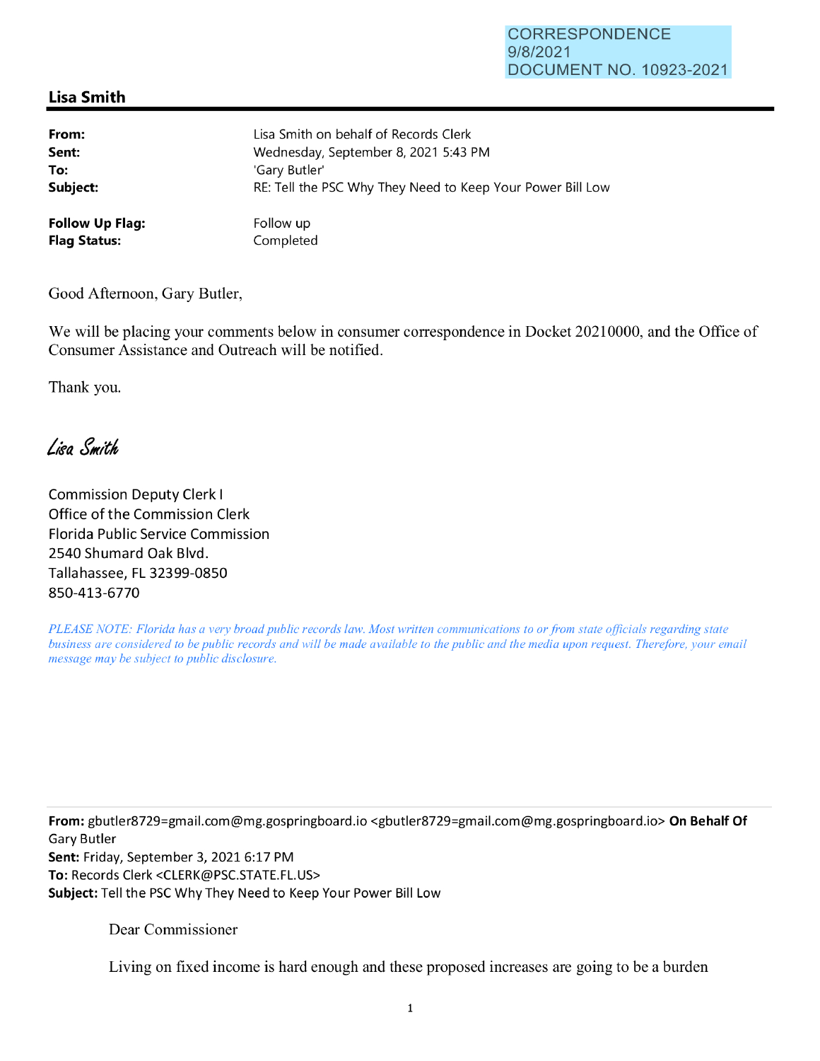CORRESPONDENCE
9/8/2021
DOCUMENT NO. 10923-2021

## Lisa Smith

| | |
|---|---|
| **From:** | Lisa Smith on behalf of Records Clerk |
| **Sent:** | Wednesday, September 8, 2021 5:43 PM |
| **To:** | 'Gary Butler' |
| **Subject:** | RE: Tell the PSC Why They Need to Keep Your Power Bill Low |
| **Follow Up Flag:** | Follow up |
| **Flag Status:** | Completed |

Good Afternoon, Gary Butler,

We will be placing your comments below in consumer correspondence in Docket 20210000, and the Office of Consumer Assistance and Outreach will be notified.

Thank you.

*Lisa Smith*

Commission Deputy Clerk I
Office of the Commission Clerk
Florida Public Service Commission
2540 Shumard Oak Blvd.
Tallahassee, FL 32399-0850
850-413-6770

*PLEASE NOTE: Florida has a very broad public records law. Most written communications to or from state officials regarding state business are considered to be public records and will be made available to the public and the media upon request. Therefore, your email message may be subject to public disclosure.*

---

**From:** gbutler8729=gmail.com@mg.gospringboard.io <gbutler8729=gmail.com@mg.gospringboard.io> **On Behalf Of** Gary Butler
**Sent:** Friday, September 3, 2021 6:17 PM
**To:** Records Clerk <CLERK@PSC.STATE.FL.US>
**Subject:** Tell the PSC Why They Need to Keep Your Power Bill Low

Dear Commissioner

Living on fixed income is hard enough and these proposed increases are going to be a burden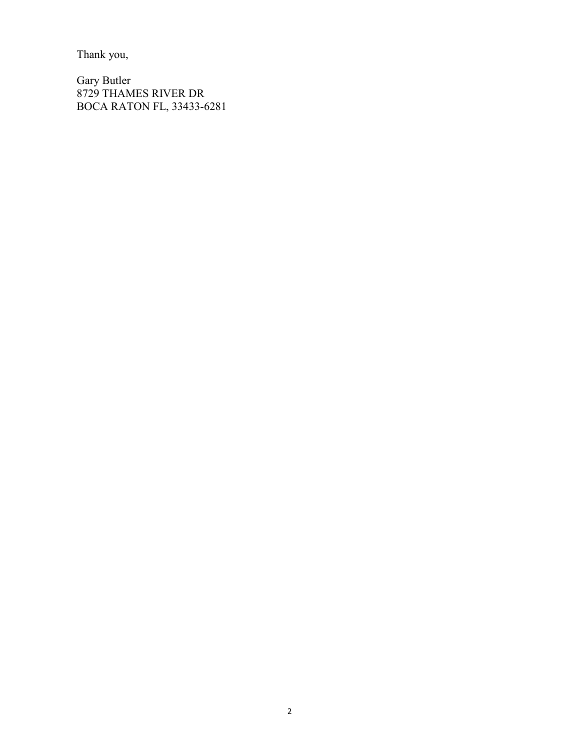Thank you,

Gary Butler
8729 THAMES RIVER DR
BOCA RATON FL, 33433-6281